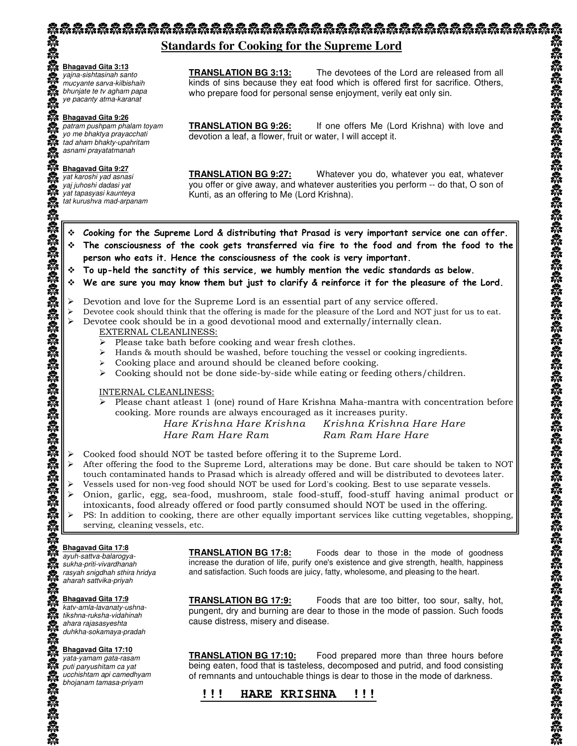# Standards for Cooking for the Supreme Lord

**Bhagavad Gita 3:13**
*yajna-sishtasinah santo*
*mucyante sarva-kilbishaih*
*bhunjate te tv agham papa*
*ye pacanty atma-karanat*

**TRANSLATION BG 3:13:** The devotees of the Lord are released from all kinds of sins because they eat food which is offered first for sacrifice. Others, who prepare food for personal sense enjoyment, verily eat only sin.

**Bhagavad Gita 9:26**
*patram pushpam phalam toyam*
*yo me bhaktya prayacchati*
*tad aham bhakty-upahritam*
*asnami prayatatmanah*

**TRANSLATION BG 9:26:** If one offers Me (Lord Krishna) with love and devotion a leaf, a flower, fruit or water, I will accept it.

**Bhagavad Gita 9:27**
*yat karoshi yad asnasi*
*yaj juhoshi dadasi yat*
*yat tapasyasi kaunteya*
*tat kurushva mad-arpanam*

**TRANSLATION BG 9:27:** Whatever you do, whatever you eat, whatever you offer or give away, and whatever austerities you perform -- do that, O son of Kunti, as an offering to Me (Lord Krishna).

- **Cooking for the Supreme Lord & distributing that Prasad is very important service one can offer.**
- **The consciousness of the cook gets transferred via fire to the food and from the food to the person who eats it. Hence the consciousness of the cook is very important.**
- **To up-held the sanctity of this service, we humbly mention the vedic standards as below.**
- **We are sure you may know them but just to clarify & reinforce it for the pleasure of the Lord.**

- Devotion and love for the Supreme Lord is an essential part of any service offered.
- Devotee cook should think that the offering is made for the pleasure of the Lord and NOT just for us to eat.
- Devotee cook should be in a good devotional mood and externally/internally clean.

  EXTERNAL CLEANLINESS:
  - Please take bath before cooking and wear fresh clothes.
  - Hands & mouth should be washed, before touching the vessel or cooking ingredients.
  - Cooking place and around should be cleaned before cooking.
  - Cooking should not be done side-by-side while eating or feeding others/children.

  INTERNAL CLEANLINESS:
  - Please chant atleast 1 (one) round of Hare Krishna Maha-mantra with concentration before cooking. More rounds are always encouraged as it increases purity.

    *Hare Krishna Hare Krishna Krishna Krishna Hare Hare*
    *Hare Ram Hare Ram Ram Ram Hare Hare*

- Cooked food should NOT be tasted before offering it to the Supreme Lord.
- After offering the food to the Supreme Lord, alterations may be done. But care should be taken to NOT touch contaminated hands to Prasad which is already offered and will be distributed to devotees later.
- Vessels used for non-veg food should NOT be used for Lord's cooking. Best to use separate vessels.
- Onion, garlic, egg, sea-food, mushroom, stale food-stuff, food-stuff having animal product or intoxicants, food already offered or food partly consumed should NOT be used in the offering.
- PS: In addition to cooking, there are other equally important services like cutting vegetables, shopping, serving, cleaning vessels, etc.

**Bhagavad Gita 17:8**
*ayuh-sattva-balarogya-*
*sukha-priti-vivardhanah*
*rasyah snigdhah sthira hridya*
*aharah sattvika-priyah*

**TRANSLATION BG 17:8:** Foods dear to those in the mode of goodness increase the duration of life, purify one's existence and give strength, health, happiness and satisfaction. Such foods are juicy, fatty, wholesome, and pleasing to the heart.

**Bhagavad Gita 17:9**
*katv-amla-lavanaty-ushna-*
*tikshna-ruksha-vidahinah*
*ahara rajasasyeshta*
*duhkha-sokamaya-pradah*

**TRANSLATION BG 17:9:** Foods that are too bitter, too sour, salty, hot, pungent, dry and burning are dear to those in the mode of passion. Such foods cause distress, misery and disease.

**Bhagavad Gita 17:10**
*yata-yamam gata-rasam*
*puti paryushitam ca yat*
*ucchishtam api camedhyam*
*bhojanam tamasa-priyam*

**TRANSLATION BG 17:10:** Food prepared more than three hours before being eaten, food that is tasteless, decomposed and putrid, and food consisting of remnants and untouchable things is dear to those in the mode of darkness.

**!!! HARE KRISHNA !!!**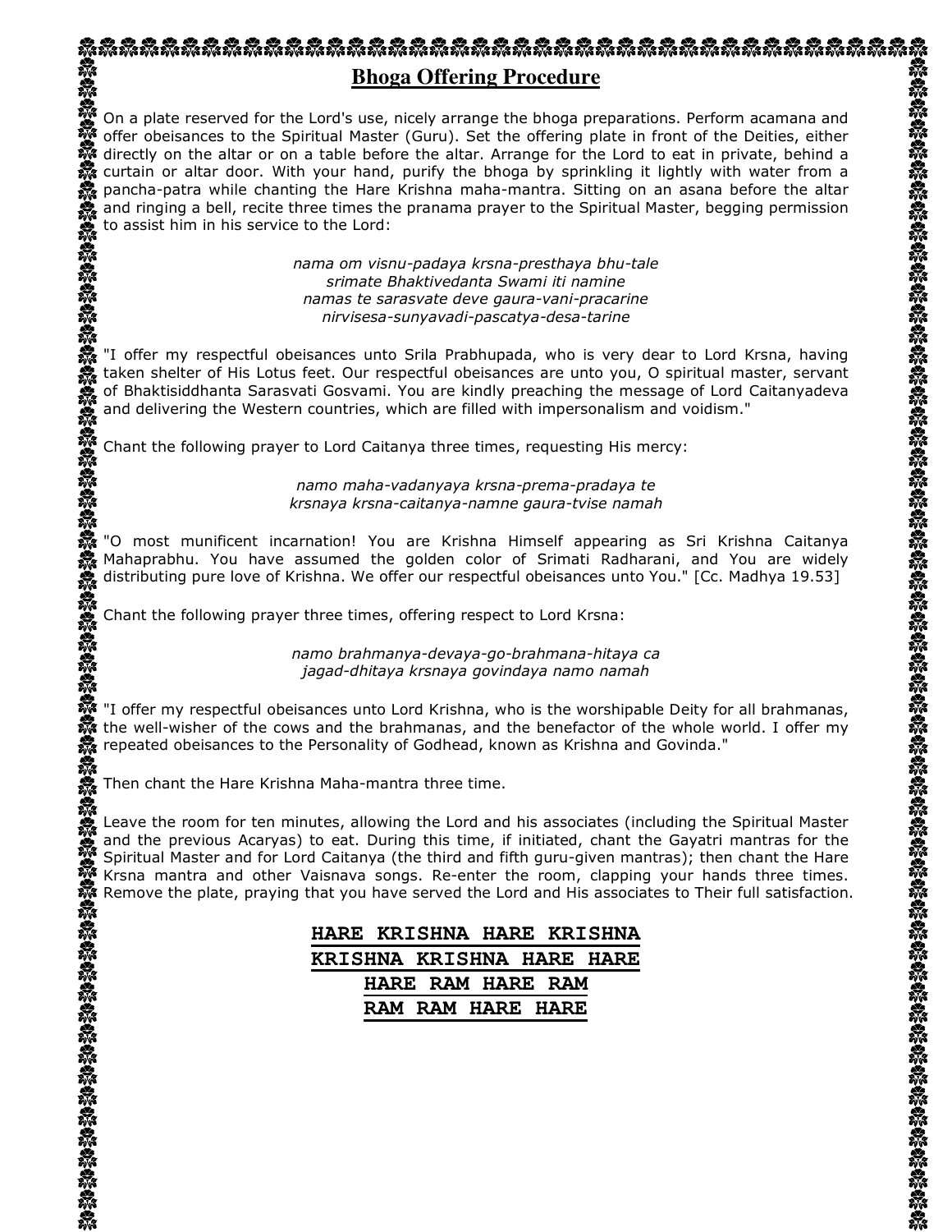# Bhoga Offering Procedure

On a plate reserved for the Lord's use, nicely arrange the bhoga preparations. Perform acamana and offer obeisances to the Spiritual Master (Guru). Set the offering plate in front of the Deities, either directly on the altar or on a table before the altar. Arrange for the Lord to eat in private, behind a curtain or altar door. With your hand, purify the bhoga by sprinkling it lightly with water from a pancha-patra while chanting the Hare Krishna maha-mantra. Sitting on an asana before the altar and ringing a bell, recite three times the pranama prayer to the Spiritual Master, begging permission to assist him in his service to the Lord:

*nama om visnu-padaya krsna-presthaya bhu-tale*
*srimate Bhaktivedanta Swami iti namine*
*namas te sarasvate deve gaura-vani-pracarine*
*nirvisesa-sunyavadi-pascatya-desa-tarine*

"I offer my respectful obeisances unto Srila Prabhupada, who is very dear to Lord Krsna, having taken shelter of His Lotus feet. Our respectful obeisances are unto you, O spiritual master, servant of Bhaktisiddhanta Sarasvati Gosvami. You are kindly preaching the message of Lord Caitanyadeva and delivering the Western countries, which are filled with impersonalism and voidism."

Chant the following prayer to Lord Caitanya three times, requesting His mercy:

*namo maha-vadanyaya krsna-prema-pradaya te*
*krsnaya krsna-caitanya-namne gaura-tvise namah*

"O most munificent incarnation! You are Krishna Himself appearing as Sri Krishna Caitanya Mahaprabhu. You have assumed the golden color of Srimati Radharani, and You are widely distributing pure love of Krishna. We offer our respectful obeisances unto You." [Cc. Madhya 19.53]

Chant the following prayer three times, offering respect to Lord Krsna:

*namo brahmanya-devaya-go-brahmana-hitaya ca*
*jagad-dhitaya krsnaya govindaya namo namah*

"I offer my respectful obeisances unto Lord Krishna, who is the worshipable Deity for all brahmanas, the well-wisher of the cows and the brahmanas, and the benefactor of the whole world. I offer my repeated obeisances to the Personality of Godhead, known as Krishna and Govinda."

Then chant the Hare Krishna Maha-mantra three time.

Leave the room for ten minutes, allowing the Lord and his associates (including the Spiritual Master and the previous Acaryas) to eat. During this time, if initiated, chant the Gayatri mantras for the Spiritual Master and for Lord Caitanya (the third and fifth guru-given mantras); then chant the Hare Krsna mantra and other Vaisnava songs. Re-enter the room, clapping your hands three times. Remove the plate, praying that you have served the Lord and His associates to Their full satisfaction.

**HARE KRISHNA HARE KRISHNA**
**KRISHNA KRISHNA HARE HARE**
**HARE RAM HARE RAM**
**RAM RAM HARE HARE**